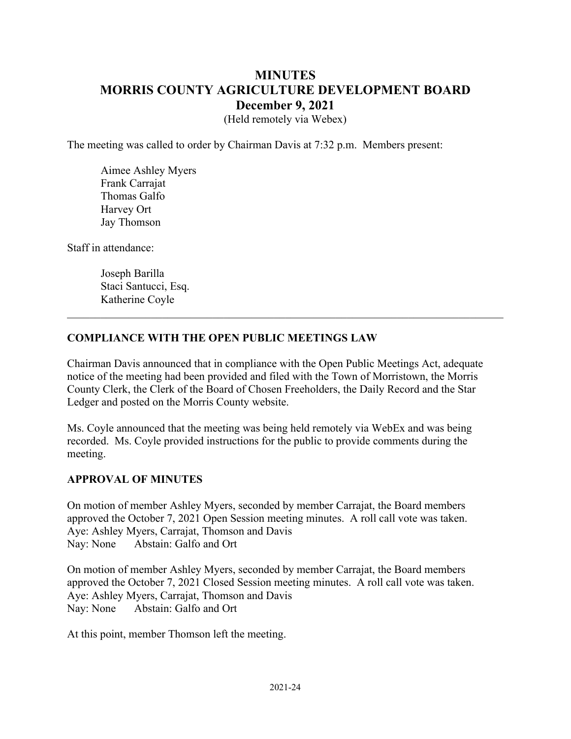# MINUTES
# MORRIS COUNTY AGRICULTURE DEVELOPMENT BOARD
## December 9, 2021

(Held remotely via Webex)

The meeting was called to order by Chairman Davis at 7:32 p.m. Members present:

Aimee Ashley Myers
Frank Carrajat
Thomas Galfo
Harvey Ort
Jay Thomson

Staff in attendance:

Joseph Barilla
Staci Santucci, Esq.
Katherine Coyle

---

**COMPLIANCE WITH THE OPEN PUBLIC MEETINGS LAW**

Chairman Davis announced that in compliance with the Open Public Meetings Act, adequate notice of the meeting had been provided and filed with the Town of Morristown, the Morris County Clerk, the Clerk of the Board of Chosen Freeholders, the Daily Record and the Star Ledger and posted on the Morris County website.

Ms. Coyle announced that the meeting was being held remotely via WebEx and was being recorded. Ms. Coyle provided instructions for the public to provide comments during the meeting.

**APPROVAL OF MINUTES**

On motion of member Ashley Myers, seconded by member Carrajat, the Board members approved the October 7, 2021 Open Session meeting minutes. A roll call vote was taken.
Aye: Ashley Myers, Carrajat, Thomson and Davis
Nay: None Abstain: Galfo and Ort

On motion of member Ashley Myers, seconded by member Carrajat, the Board members approved the October 7, 2021 Closed Session meeting minutes. A roll call vote was taken.
Aye: Ashley Myers, Carrajat, Thomson and Davis
Nay: None Abstain: Galfo and Ort

At this point, member Thomson left the meeting.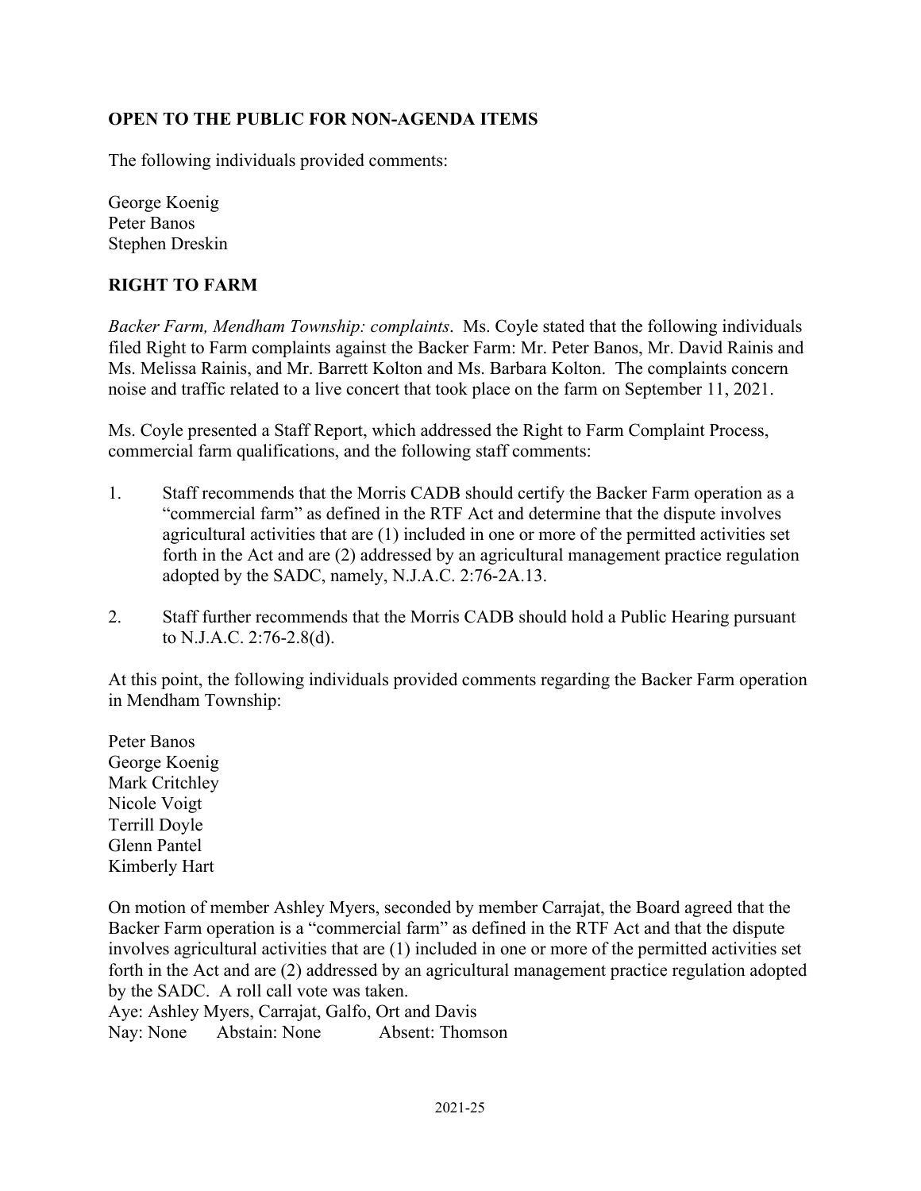## OPEN TO THE PUBLIC FOR NON-AGENDA ITEMS

The following individuals provided comments:

George Koenig
Peter Banos
Stephen Dreskin

## RIGHT TO FARM

*Backer Farm, Mendham Township: complaints*. Ms. Coyle stated that the following individuals filed Right to Farm complaints against the Backer Farm: Mr. Peter Banos, Mr. David Rainis and Ms. Melissa Rainis, and Mr. Barrett Kolton and Ms. Barbara Kolton. The complaints concern noise and traffic related to a live concert that took place on the farm on September 11, 2021.

Ms. Coyle presented a Staff Report, which addressed the Right to Farm Complaint Process, commercial farm qualifications, and the following staff comments:

1. Staff recommends that the Morris CADB should certify the Backer Farm operation as a "commercial farm" as defined in the RTF Act and determine that the dispute involves agricultural activities that are (1) included in one or more of the permitted activities set forth in the Act and are (2) addressed by an agricultural management practice regulation adopted by the SADC, namely, N.J.A.C. 2:76-2A.13.

2. Staff further recommends that the Morris CADB should hold a Public Hearing pursuant to N.J.A.C. 2:76-2.8(d).

At this point, the following individuals provided comments regarding the Backer Farm operation in Mendham Township:

Peter Banos
George Koenig
Mark Critchley
Nicole Voigt
Terrill Doyle
Glenn Pantel
Kimberly Hart

On motion of member Ashley Myers, seconded by member Carrajat, the Board agreed that the Backer Farm operation is a "commercial farm" as defined in the RTF Act and that the dispute involves agricultural activities that are (1) included in one or more of the permitted activities set forth in the Act and are (2) addressed by an agricultural management practice regulation adopted by the SADC. A roll call vote was taken.
Aye: Ashley Myers, Carrajat, Galfo, Ort and Davis
Nay: None Abstain: None Absent: Thomson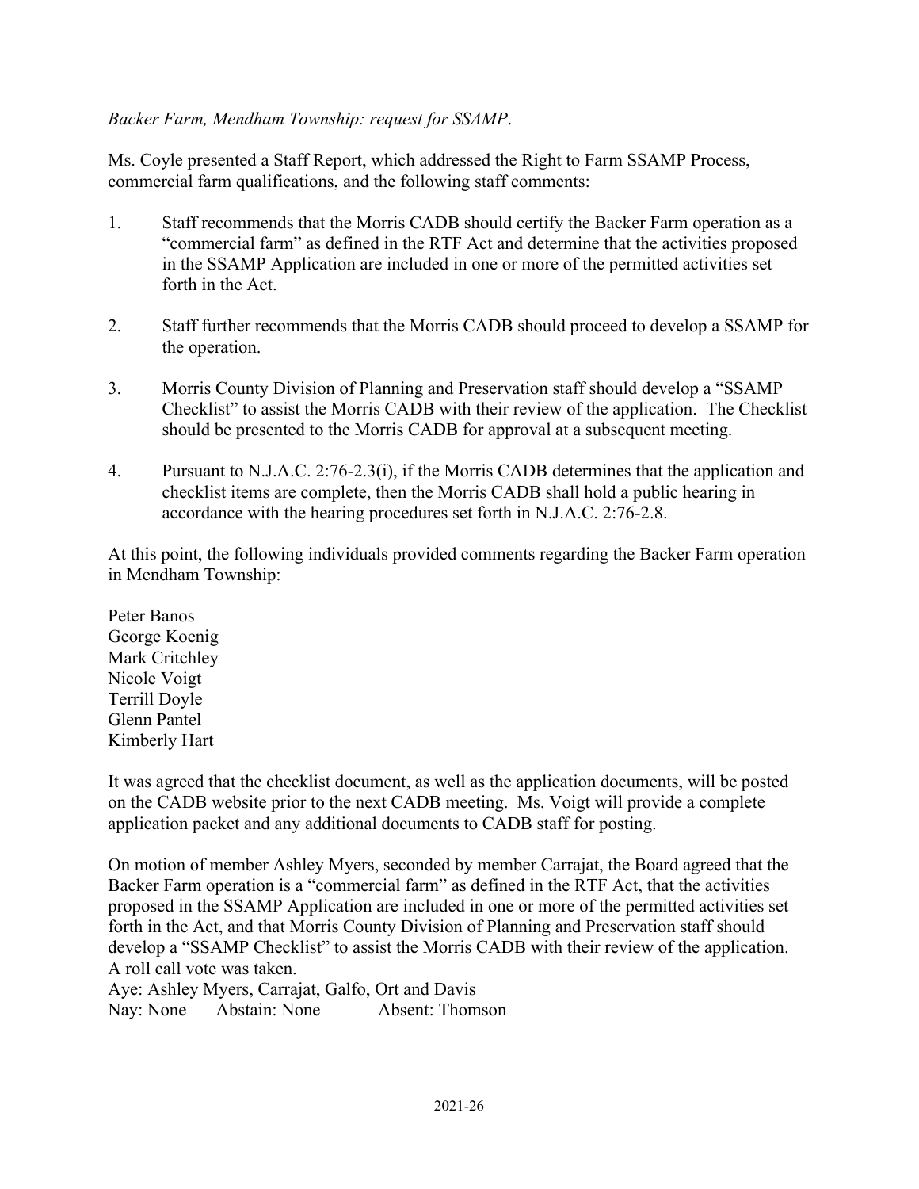*Backer Farm, Mendham Township: request for SSAMP*.

Ms. Coyle presented a Staff Report, which addressed the Right to Farm SSAMP Process, commercial farm qualifications, and the following staff comments:

1. Staff recommends that the Morris CADB should certify the Backer Farm operation as a "commercial farm" as defined in the RTF Act and determine that the activities proposed in the SSAMP Application are included in one or more of the permitted activities set forth in the Act.

2. Staff further recommends that the Morris CADB should proceed to develop a SSAMP for the operation.

3. Morris County Division of Planning and Preservation staff should develop a "SSAMP Checklist" to assist the Morris CADB with their review of the application. The Checklist should be presented to the Morris CADB for approval at a subsequent meeting.

4. Pursuant to N.J.A.C. 2:76-2.3(i), if the Morris CADB determines that the application and checklist items are complete, then the Morris CADB shall hold a public hearing in accordance with the hearing procedures set forth in N.J.A.C. 2:76-2.8.

At this point, the following individuals provided comments regarding the Backer Farm operation in Mendham Township:

Peter Banos
George Koenig
Mark Critchley
Nicole Voigt
Terrill Doyle
Glenn Pantel
Kimberly Hart

It was agreed that the checklist document, as well as the application documents, will be posted on the CADB website prior to the next CADB meeting. Ms. Voigt will provide a complete application packet and any additional documents to CADB staff for posting.

On motion of member Ashley Myers, seconded by member Carrajat, the Board agreed that the Backer Farm operation is a "commercial farm" as defined in the RTF Act, that the activities proposed in the SSAMP Application are included in one or more of the permitted activities set forth in the Act, and that Morris County Division of Planning and Preservation staff should develop a "SSAMP Checklist" to assist the Morris CADB with their review of the application. A roll call vote was taken.
Aye: Ashley Myers, Carrajat, Galfo, Ort and Davis
Nay: None  Abstain: None  Absent: Thomson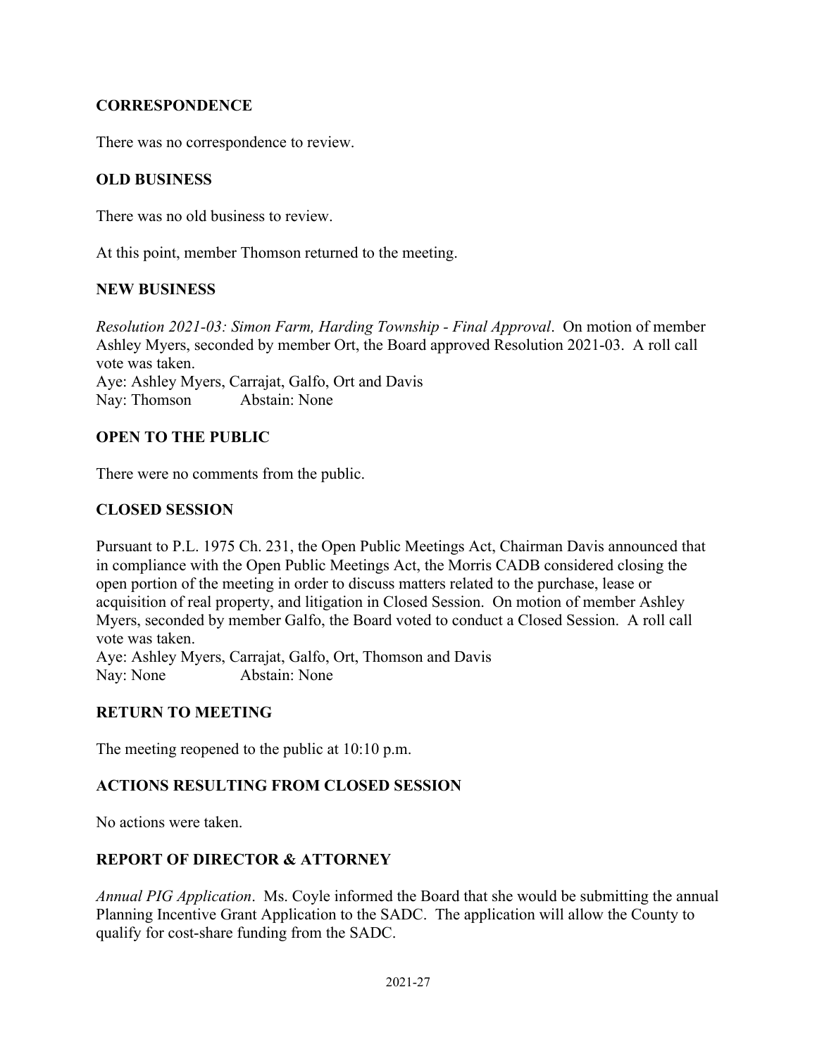## CORRESPONDENCE

There was no correspondence to review.

## OLD BUSINESS

There was no old business to review.

At this point, member Thomson returned to the meeting.

## NEW BUSINESS

*Resolution 2021-03: Simon Farm, Harding Township - Final Approval*. On motion of member Ashley Myers, seconded by member Ort, the Board approved Resolution 2021-03. A roll call vote was taken.
Aye: Ashley Myers, Carrajat, Galfo, Ort and Davis
Nay: Thomson Abstain: None

## OPEN TO THE PUBLIC

There were no comments from the public.

## CLOSED SESSION

Pursuant to P.L. 1975 Ch. 231, the Open Public Meetings Act, Chairman Davis announced that in compliance with the Open Public Meetings Act, the Morris CADB considered closing the open portion of the meeting in order to discuss matters related to the purchase, lease or acquisition of real property, and litigation in Closed Session. On motion of member Ashley Myers, seconded by member Galfo, the Board voted to conduct a Closed Session. A roll call vote was taken.
Aye: Ashley Myers, Carrajat, Galfo, Ort, Thomson and Davis
Nay: None Abstain: None

## RETURN TO MEETING

The meeting reopened to the public at 10:10 p.m.

## ACTIONS RESULTING FROM CLOSED SESSION

No actions were taken.

## REPORT OF DIRECTOR & ATTORNEY

*Annual PIG Application*. Ms. Coyle informed the Board that she would be submitting the annual Planning Incentive Grant Application to the SADC. The application will allow the County to qualify for cost-share funding from the SADC.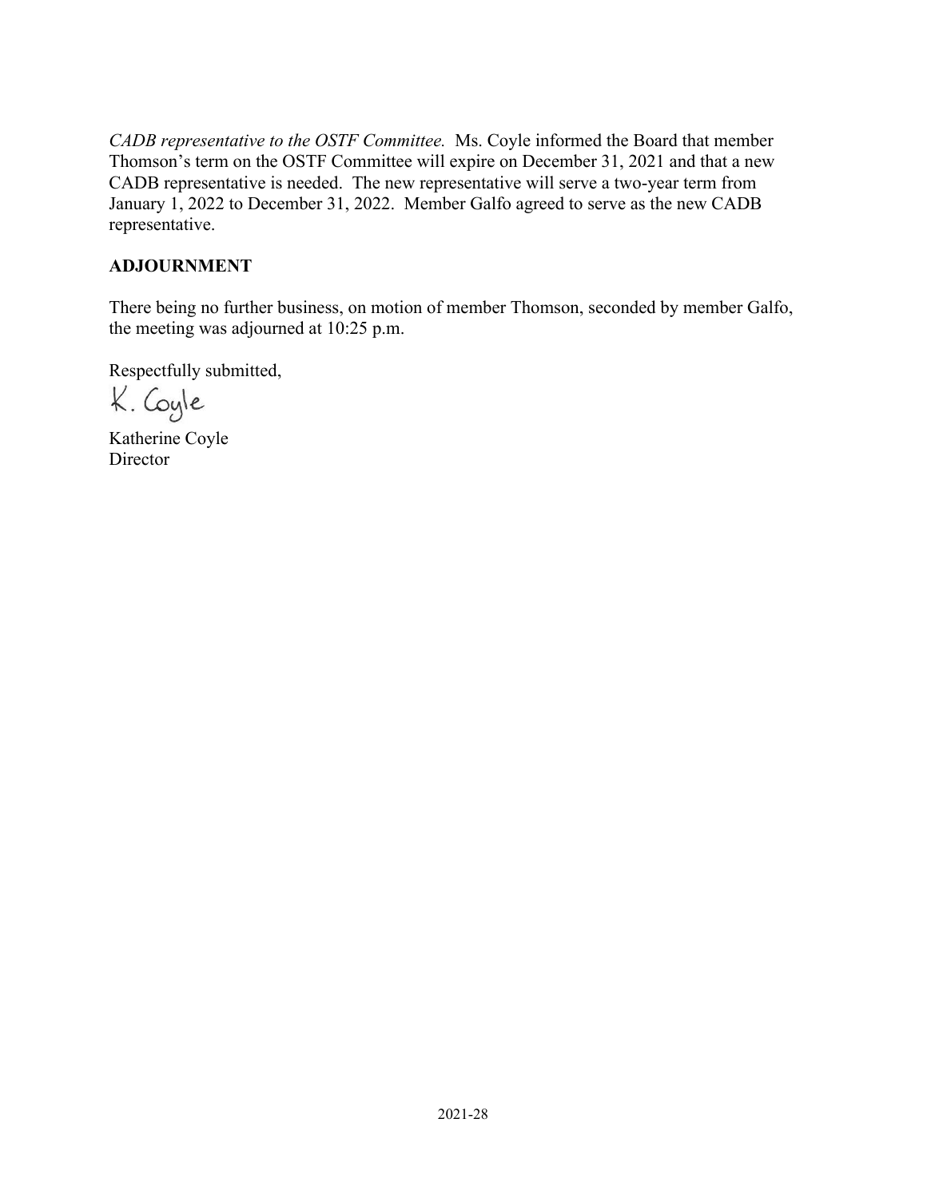*CADB representative to the OSTF Committee.* Ms. Coyle informed the Board that member Thomson's term on the OSTF Committee will expire on December 31, 2021 and that a new CADB representative is needed. The new representative will serve a two-year term from January 1, 2022 to December 31, 2022. Member Galfo agreed to serve as the new CADB representative.

**ADJOURNMENT**

There being no further business, on motion of member Thomson, seconded by member Galfo, the meeting was adjourned at 10:25 p.m.

Respectfully submitted,

K. Coyle

Katherine Coyle
Director